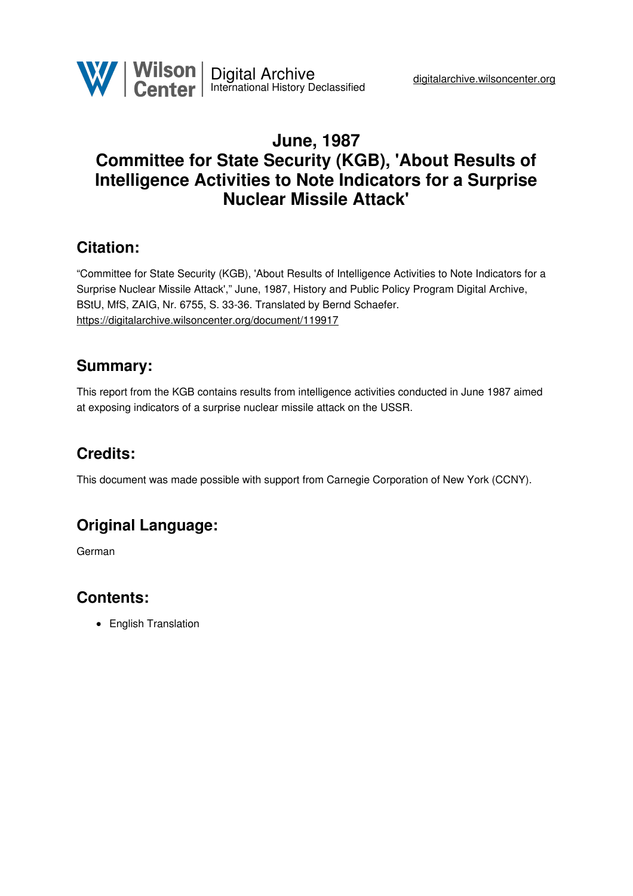Wilson Center | Digital Archive
International History Declassified

digitalarchive.wilsoncenter.org

# June, 1987
# Committee for State Security (KGB), 'About Results of Intelligence Activities to Note Indicators for a Surprise Nuclear Missile Attack'

## Citation:

"Committee for State Security (KGB), 'About Results of Intelligence Activities to Note Indicators for a Surprise Nuclear Missile Attack'," June, 1987, History and Public Policy Program Digital Archive, BStU, MfS, ZAIG, Nr. 6755, S. 33-36. Translated by Bernd Schaefer.
https://digitalarchive.wilsoncenter.org/document/119917

## Summary:

This report from the KGB contains results from intelligence activities conducted in June 1987 aimed at exposing indicators of a surprise nuclear missile attack on the USSR.

## Credits:

This document was made possible with support from Carnegie Corporation of New York (CCNY).

## Original Language:

German

## Contents:

- English Translation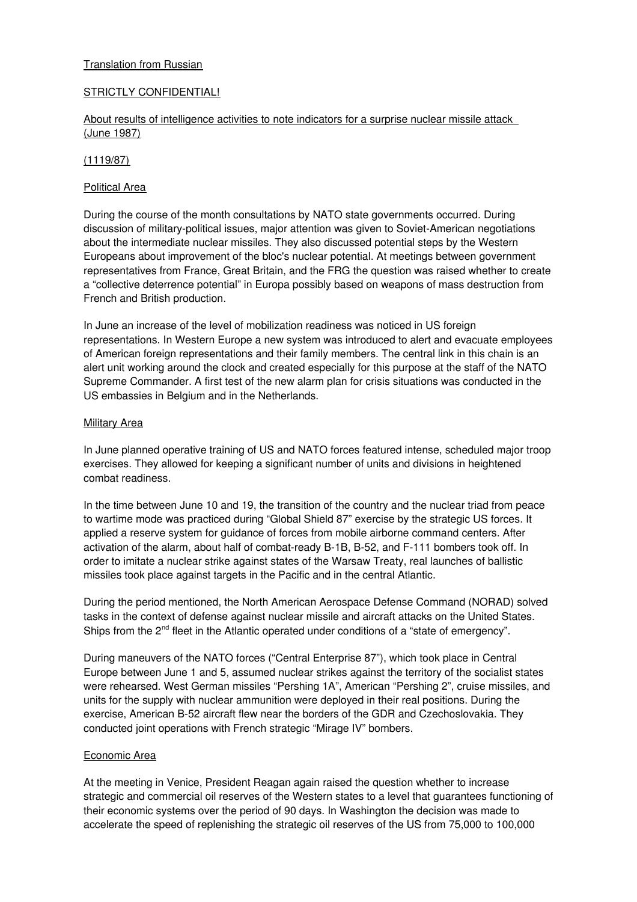<u>Translation from Russian</u>

<u>STRICTLY CONFIDENTIAL!</u>

<u>About results of intelligence activities to note indicators for a surprise nuclear missile attack (June 1987)</u>

<u>(1119/87)</u>

<u>Political Area</u>

During the course of the month consultations by NATO state governments occurred. During discussion of military-political issues, major attention was given to Soviet-American negotiations about the intermediate nuclear missiles. They also discussed potential steps by the Western Europeans about improvement of the bloc's nuclear potential. At meetings between government representatives from France, Great Britain, and the FRG the question was raised whether to create a "collective deterrence potential" in Europa possibly based on weapons of mass destruction from French and British production.

In June an increase of the level of mobilization readiness was noticed in US foreign representations. In Western Europe a new system was introduced to alert and evacuate employees of American foreign representations and their family members. The central link in this chain is an alert unit working around the clock and created especially for this purpose at the staff of the NATO Supreme Commander. A first test of the new alarm plan for crisis situations was conducted in the US embassies in Belgium and in the Netherlands.

<u>Military Area</u>

In June planned operative training of US and NATO forces featured intense, scheduled major troop exercises. They allowed for keeping a significant number of units and divisions in heightened combat readiness.

In the time between June 10 and 19, the transition of the country and the nuclear triad from peace to wartime mode was practiced during "Global Shield 87" exercise by the strategic US forces. It applied a reserve system for guidance of forces from mobile airborne command centers. After activation of the alarm, about half of combat-ready B-1B, B-52, and F-111 bombers took off. In order to imitate a nuclear strike against states of the Warsaw Treaty, real launches of ballistic missiles took place against targets in the Pacific and in the central Atlantic.

During the period mentioned, the North American Aerospace Defense Command (NORAD) solved tasks in the context of defense against nuclear missile and aircraft attacks on the United States. Ships from the 2nd fleet in the Atlantic operated under conditions of a "state of emergency".

During maneuvers of the NATO forces ("Central Enterprise 87"), which took place in Central Europe between June 1 and 5, assumed nuclear strikes against the territory of the socialist states were rehearsed. West German missiles "Pershing 1A", American "Pershing 2", cruise missiles, and units for the supply with nuclear ammunition were deployed in their real positions. During the exercise, American B-52 aircraft flew near the borders of the GDR and Czechoslovakia. They conducted joint operations with French strategic "Mirage IV" bombers.

<u>Economic Area</u>

At the meeting in Venice, President Reagan again raised the question whether to increase strategic and commercial oil reserves of the Western states to a level that guarantees functioning of their economic systems over the period of 90 days. In Washington the decision was made to accelerate the speed of replenishing the strategic oil reserves of the US from 75,000 to 100,000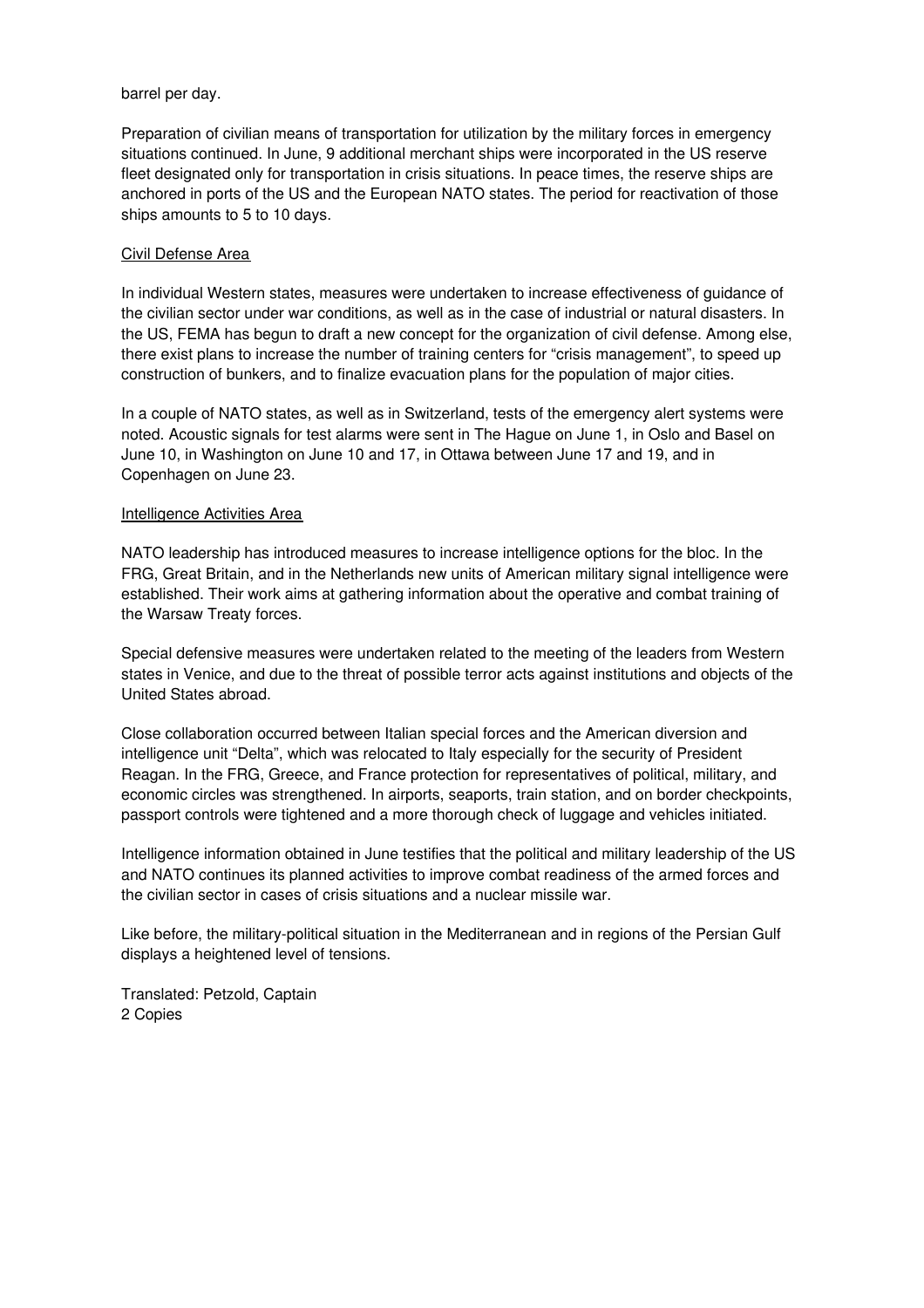barrel per day.

Preparation of civilian means of transportation for utilization by the military forces in emergency situations continued. In June, 9 additional merchant ships were incorporated in the US reserve fleet designated only for transportation in crisis situations. In peace times, the reserve ships are anchored in ports of the US and the European NATO states. The period for reactivation of those ships amounts to 5 to 10 days.

<u>Civil Defense Area</u>

In individual Western states, measures were undertaken to increase effectiveness of guidance of the civilian sector under war conditions, as well as in the case of industrial or natural disasters. In the US, FEMA has begun to draft a new concept for the organization of civil defense. Among else, there exist plans to increase the number of training centers for "crisis management", to speed up construction of bunkers, and to finalize evacuation plans for the population of major cities.

In a couple of NATO states, as well as in Switzerland, tests of the emergency alert systems were noted. Acoustic signals for test alarms were sent in The Hague on June 1, in Oslo and Basel on June 10, in Washington on June 10 and 17, in Ottawa between June 17 and 19, and in Copenhagen on June 23.

<u>Intelligence Activities Area</u>

NATO leadership has introduced measures to increase intelligence options for the bloc. In the FRG, Great Britain, and in the Netherlands new units of American military signal intelligence were established. Their work aims at gathering information about the operative and combat training of the Warsaw Treaty forces.

Special defensive measures were undertaken related to the meeting of the leaders from Western states in Venice, and due to the threat of possible terror acts against institutions and objects of the United States abroad.

Close collaboration occurred between Italian special forces and the American diversion and intelligence unit "Delta", which was relocated to Italy especially for the security of President Reagan. In the FRG, Greece, and France protection for representatives of political, military, and economic circles was strengthened. In airports, seaports, train station, and on border checkpoints, passport controls were tightened and a more thorough check of luggage and vehicles initiated.

Intelligence information obtained in June testifies that the political and military leadership of the US and NATO continues its planned activities to improve combat readiness of the armed forces and the civilian sector in cases of crisis situations and a nuclear missile war.

Like before, the military-political situation in the Mediterranean and in regions of the Persian Gulf displays a heightened level of tensions.

Translated: Petzold, Captain
2 Copies